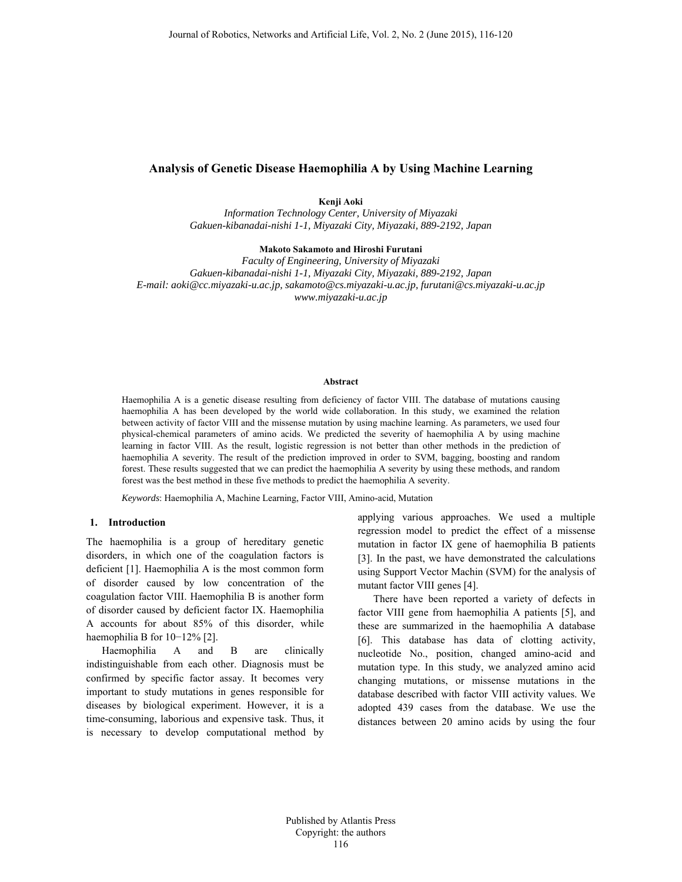# Analysis of Genetic Disease Haemophilia A by Using Machine Learning

**Kenji Aoki**

*Information Technology Center, University of Miyazaki*
*Gakuen-kibanadai-nishi 1-1, Miyazaki City, Miyazaki, 889-2192, Japan*

**Makoto Sakamoto and Hiroshi Furutani**

*Faculty of Engineering, University of Miyazaki*
*Gakuen-kibanadai-nishi 1-1, Miyazaki City, Miyazaki, 889-2192, Japan*
*E-mail: aoki@cc.miyazaki-u.ac.jp, sakamoto@cs.miyazaki-u.ac.jp, furutani@cs.miyazaki-u.ac.jp*
*www.miyazaki-u.ac.jp*

## Abstract

Haemophilia A is a genetic disease resulting from deficiency of factor VIII. The database of mutations causing haemophilia A has been developed by the world wide collaboration. In this study, we examined the relation between activity of factor VIII and the missense mutation by using machine learning. As parameters, we used four physical-chemical parameters of amino acids. We predicted the severity of haemophilia A by using machine learning in factor VIII. As the result, logistic regression is not better than other methods in the prediction of haemophilia A severity. The result of the prediction improved in order to SVM, bagging, boosting and random forest. These results suggested that we can predict the haemophilia A severity by using these methods, and random forest was the best method in these five methods to predict the haemophilia A severity.

*Keywords*: Haemophilia A, Machine Learning, Factor VIII, Amino-acid, Mutation

## 1. Introduction

The haemophilia is a group of hereditary genetic disorders, in which one of the coagulation factors is deficient [1]. Haemophilia A is the most common form of disorder caused by low concentration of the coagulation factor VIII. Haemophilia B is another form of disorder caused by deficient factor IX. Haemophilia A accounts for about 85% of this disorder, while haemophilia B for 10−12% [2].

Haemophilia A and B are clinically indistinguishable from each other. Diagnosis must be confirmed by specific factor assay. It becomes very important to study mutations in genes responsible for diseases by biological experiment. However, it is a time-consuming, laborious and expensive task. Thus, it is necessary to develop computational method by applying various approaches. We used a multiple regression model to predict the effect of a missense mutation in factor IX gene of haemophilia B patients [3]. In the past, we have demonstrated the calculations using Support Vector Machin (SVM) for the analysis of mutant factor VIII genes [4].

There have been reported a variety of defects in factor VIII gene from haemophilia A patients [5], and these are summarized in the haemophilia A database [6]. This database has data of clotting activity, nucleotide No., position, changed amino-acid and mutation type. In this study, we analyzed amino acid changing mutations, or missense mutations in the database described with factor VIII activity values. We adopted 439 cases from the database. We use the distances between 20 amino acids by using the four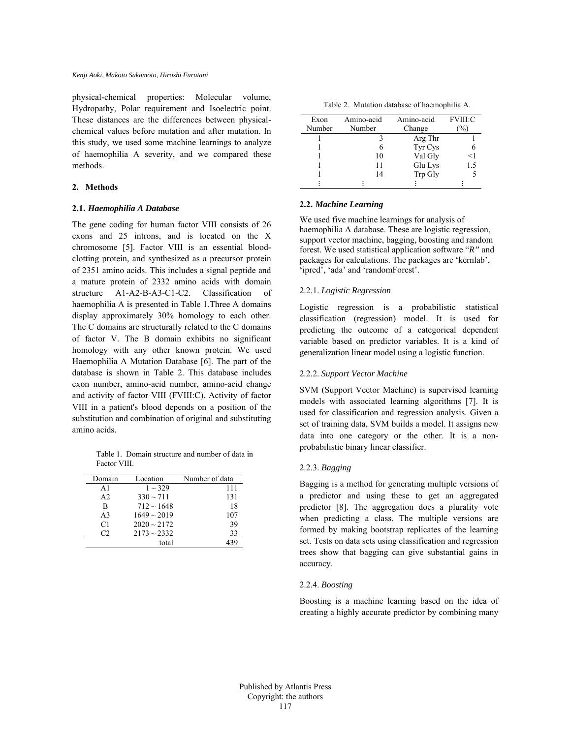physical-chemical properties: Molecular volume, Hydropathy, Polar requirement and Isoelectric point. These distances are the differences between physical-chemical values before mutation and after mutation. In this study, we used some machine learnings to analyze of haemophilia A severity, and we compared these methods.

## 2. Methods

### 2.1. *Haemophilia A Database*

The gene coding for human factor VIII consists of 26 exons and 25 introns, and is located on the X chromosome [5]. Factor VIII is an essential blood-clotting protein, and synthesized as a precursor protein of 2351 amino acids. This includes a signal peptide and a mature protein of 2332 amino acids with domain structure A1-A2-B-A3-C1-C2. Classification of haemophilia A is presented in Table 1.Three A domains display approximately 30% homology to each other. The C domains are structurally related to the C domains of factor V. The B domain exhibits no significant homology with any other known protein. We used Haemophilia A Mutation Database [6]. The part of the database is shown in Table 2. This database includes exon number, amino-acid number, amino-acid change and activity of factor VIII (FVIII:C). Activity of factor VIII in a patient's blood depends on a position of the substitution and combination of original and substituting amino acids.

Table 1. Domain structure and number of data in Factor VIII.

| Domain | Location | Number of data |
|---|---|---|
| A1 | 1 ~ 329 | 111 |
| A2 | 330 ~ 711 | 131 |
| B | 712 ~ 1648 | 18 |
| A3 | 1649 ~ 2019 | 107 |
| C1 | 2020 ~ 2172 | 39 |
| C2 | 2173 ~ 2332 | 33 |
| | total | 439 |

Table 2. Mutation database of haemophilia A.

| Exon Number | Amino-acid Number | Amino-acid Change | FVIII:C (%) |
|---|---|---|---|
| 1 | 3 | Arg Thr | 1 |
| 1 | 6 | Tyr Cys | 6 |
| 1 | 10 | Val Gly | <1 |
| 1 | 11 | Glu Lys | 1.5 |
| 1 | 14 | Trp Gly | 5 |
| ⋮ | ⋮ | ⋮ | ⋮ |

### 2.2. *Machine Learning*

We used five machine learnings for analysis of haemophilia A database. These are logistic regression, support vector machine, bagging, boosting and random forest. We used statistical application software "*R*" and packages for calculations. The packages are 'kernlab', 'ipred', 'ada' and 'randomForest'.

#### 2.2.1. *Logistic Regression*

Logistic regression is a probabilistic statistical classification (regression) model. It is used for predicting the outcome of a categorical dependent variable based on predictor variables. It is a kind of generalization linear model using a logistic function.

#### 2.2.2. *Support Vector Machine*

SVM (Support Vector Machine) is supervised learning models with associated learning algorithms [7]. It is used for classification and regression analysis. Given a set of training data, SVM builds a model. It assigns new data into one category or the other. It is a non-probabilistic binary linear classifier.

#### 2.2.3. *Bagging*

Bagging is a method for generating multiple versions of a predictor and using these to get an aggregated predictor [8]. The aggregation does a plurality vote when predicting a class. The multiple versions are formed by making bootstrap replicates of the learning set. Tests on data sets using classification and regression trees show that bagging can give substantial gains in accuracy.

#### 2.2.4. *Boosting*

Boosting is a machine learning based on the idea of creating a highly accurate predictor by combining many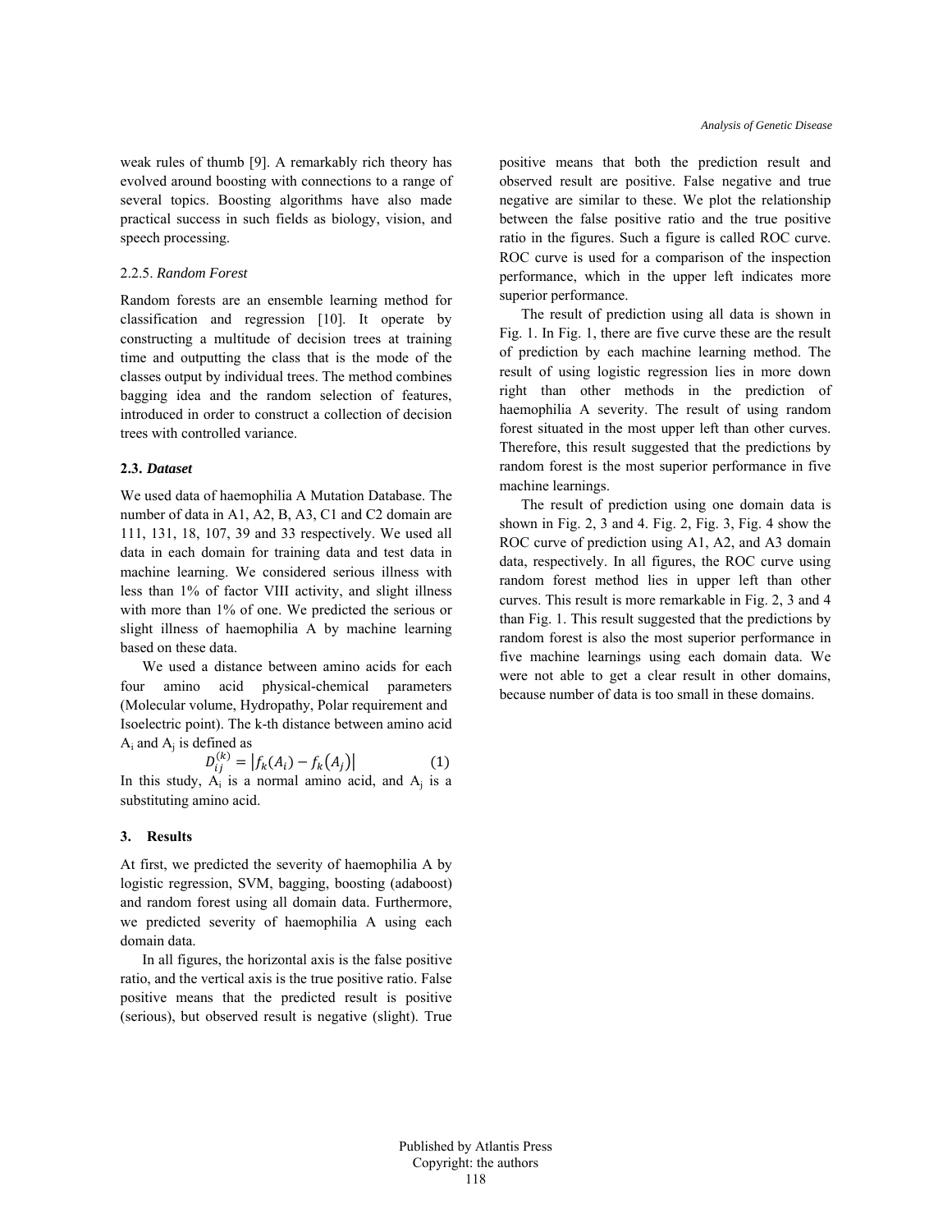weak rules of thumb [9]. A remarkably rich theory has evolved around boosting with connections to a range of several topics. Boosting algorithms have also made practical success in such fields as biology, vision, and speech processing.

#### 2.2.5. *Random Forest*

Random forests are an ensemble learning method for classification and regression [10]. It operate by constructing a multitude of decision trees at training time and outputting the class that is the mode of the classes output by individual trees. The method combines bagging idea and the random selection of features, introduced in order to construct a collection of decision trees with controlled variance.

### 2.3. *Dataset*

We used data of haemophilia A Mutation Database. The number of data in A1, A2, B, A3, C1 and C2 domain are 111, 131, 18, 107, 39 and 33 respectively. We used all data in each domain for training data and test data in machine learning. We considered serious illness with less than 1% of factor VIII activity, and slight illness with more than 1% of one. We predicted the serious or slight illness of haemophilia A by machine learning based on these data.

We used a distance between amino acids for each four amino acid physical-chemical parameters (Molecular volume, Hydropathy, Polar requirement and Isoelectric point). The k-th distance between amino acid $A_i$ and $A_j$ is defined as

$$D_{ij}^{(k)} = \left|f_k(A_i) - f_k(A_j)\right| \quad (1)$$

In this study, $A_i$ is a normal amino acid, and $A_j$ is a substituting amino acid.

## 3. Results

At first, we predicted the severity of haemophilia A by logistic regression, SVM, bagging, boosting (adaboost) and random forest using all domain data. Furthermore, we predicted severity of haemophilia A using each domain data.

In all figures, the horizontal axis is the false positive ratio, and the vertical axis is the true positive ratio. False positive means that the predicted result is positive (serious), but observed result is negative (slight). True positive means that both the prediction result and observed result are positive. False negative and true negative are similar to these. We plot the relationship between the false positive ratio and the true positive ratio in the figures. Such a figure is called ROC curve. ROC curve is used for a comparison of the inspection performance, which in the upper left indicates more superior performance.

The result of prediction using all data is shown in Fig. 1. In Fig. 1, there are five curve these are the result of prediction by each machine learning method. The result of using logistic regression lies in more down right than other methods in the prediction of haemophilia A severity. The result of using random forest situated in the most upper left than other curves. Therefore, this result suggested that the predictions by random forest is the most superior performance in five machine learnings.

The result of prediction using one domain data is shown in Fig. 2, 3 and 4. Fig. 2, Fig. 3, Fig. 4 show the ROC curve of prediction using A1, A2, and A3 domain data, respectively. In all figures, the ROC curve using random forest method lies in upper left than other curves. This result is more remarkable in Fig. 2, 3 and 4 than Fig. 1. This result suggested that the predictions by random forest is also the most superior performance in five machine learnings using each domain data. We were not able to get a clear result in other domains, because number of data is too small in these domains.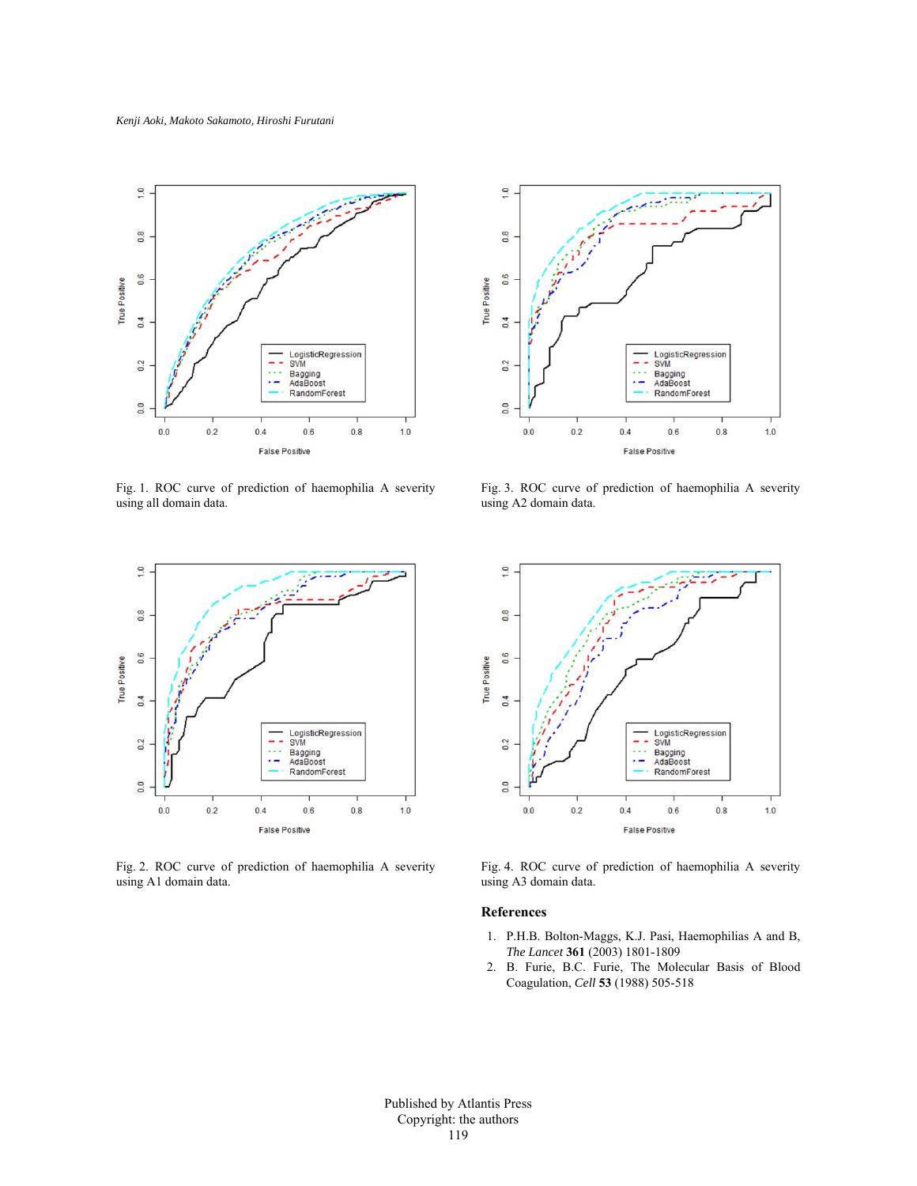Fig. 1. ROC curve of prediction of haemophilia A severity using all domain data.

Fig. 2. ROC curve of prediction of haemophilia A severity using A1 domain data.

Fig. 3. ROC curve of prediction of haemophilia A severity using A2 domain data.

Fig. 4. ROC curve of prediction of haemophilia A severity using A3 domain data.

## References

1. P.H.B. Bolton-Maggs, K.J. Pasi, Haemophilias A and B, *The Lancet* **361** (2003) 1801-1809
2. B. Furie, B.C. Furie, The Molecular Basis of Blood Coagulation, *Cell* **53** (1988) 505-518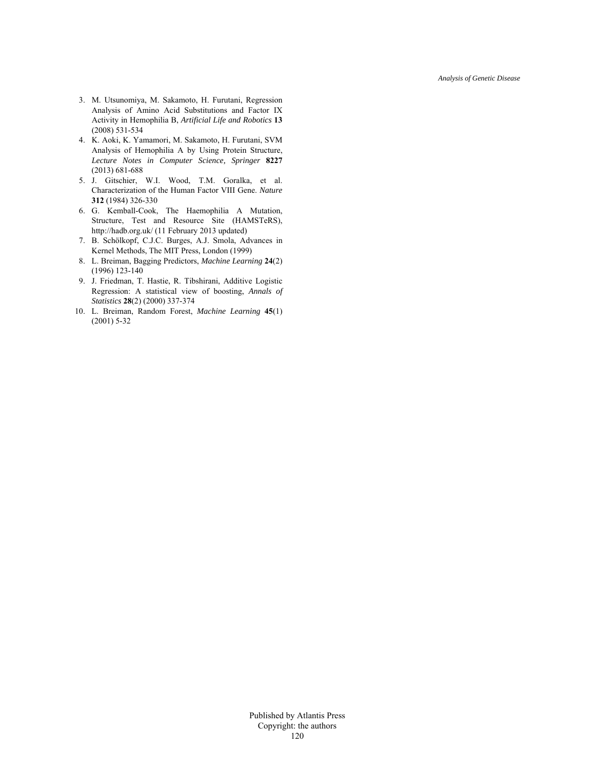3. M. Utsunomiya, M. Sakamoto, H. Furutani, Regression Analysis of Amino Acid Substitutions and Factor IX Activity in Hemophilia B, *Artificial Life and Robotics* **13** (2008) 531-534
4. K. Aoki, K. Yamamori, M. Sakamoto, H. Furutani, SVM Analysis of Hemophilia A by Using Protein Structure, *Lecture Notes in Computer Science, Springer* **8227** (2013) 681-688
5. J. Gitschier, W.I. Wood, T.M. Goralka, et al. Characterization of the Human Factor VIII Gene. *Nature* **312** (1984) 326-330
6. G. Kemball-Cook, The Haemophilia A Mutation, Structure, Test and Resource Site (HAMSTeRS), http://hadb.org.uk/ (11 February 2013 updated)
7. B. Schölkopf, C.J.C. Burges, A.J. Smola, Advances in Kernel Methods, The MIT Press, London (1999)
8. L. Breiman, Bagging Predictors, *Machine Learning* **24**(2) (1996) 123-140
9. J. Friedman, T. Hastie, R. Tibshirani, Additive Logistic Regression: A statistical view of boosting, *Annals of Statistics* **28**(2) (2000) 337-374
10. L. Breiman, Random Forest, *Machine Learning* **45**(1) (2001) 5-32